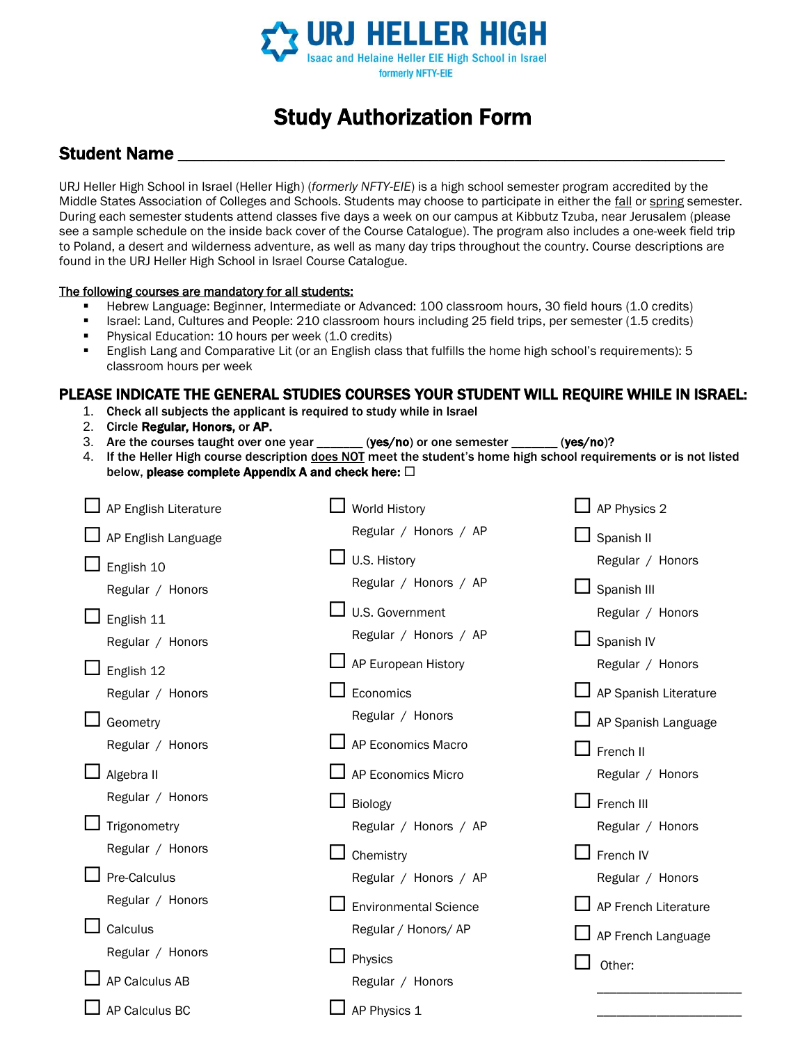# URJ HELLER HIGH

Isaac and Helaine Heller EIE High School in Israel

formerly NFTY-EIE

## Study Authorization Form

**Student Name** ___________________________________________________________

URJ Heller High School in Israel (Heller High) (*formerly NFTY-EIE*) is a high school semester program accredited by the Middle States Association of Colleges and Schools. Students may choose to participate in either the fall or spring semester. During each semester students attend classes five days a week on our campus at Kibbutz Tzuba, near Jerusalem (please see a sample schedule on the inside back cover of the Course Catalogue). The program also includes a one-week field trip to Poland, a desert and wilderness adventure, as well as many day trips throughout the country. Course descriptions are found in the URJ Heller High School in Israel Course Catalogue.

**The following courses are mandatory for all students:**

- Hebrew Language: Beginner, Intermediate or Advanced: 100 classroom hours, 30 field hours (1.0 credits)
- Israel: Land, Cultures and People: 210 classroom hours including 25 field trips, per semester (1.5 credits)
- Physical Education: 10 hours per week (1.0 credits)
- English Lang and Comparative Lit (or an English class that fulfills the home high school's requirements): 5 classroom hours per week

### PLEASE INDICATE THE GENERAL STUDIES COURSES YOUR STUDENT WILL REQUIRE WHILE IN ISRAEL:

1. **Check all subjects the applicant is required to study while in Israel**
2. **Circle Regular, Honors, or AP.**
3. **Are the courses taught over one year _______ (yes/no) or one semester _______ (yes/no)?**
4. **If the Heller High course description does NOT meet the student's home high school requirements or is not listed below, please complete Appendix A and check here: ☐**

- ☐ AP English Literature
- ☐ AP English Language
- ☐ English 10 — Regular / Honors
- ☐ English 11 — Regular / Honors
- ☐ English 12 — Regular / Honors
- ☐ Geometry — Regular / Honors
- ☐ Algebra II — Regular / Honors
- ☐ Trigonometry — Regular / Honors
- ☐ Pre-Calculus — Regular / Honors
- ☐ Calculus — Regular / Honors
- ☐ AP Calculus AB
- ☐ AP Calculus BC
- ☐ World History — Regular / Honors / AP
- ☐ U.S. History — Regular / Honors / AP
- ☐ U.S. Government — Regular / Honors / AP
- ☐ AP European History
- ☐ Economics — Regular / Honors
- ☐ AP Economics Macro
- ☐ AP Economics Micro
- ☐ Biology — Regular / Honors / AP
- ☐ Chemistry — Regular / Honors / AP
- ☐ Environmental Science — Regular / Honors/ AP
- ☐ Physics — Regular / Honors
- ☐ AP Physics 1
- ☐ AP Physics 2
- ☐ Spanish II — Regular / Honors
- ☐ Spanish III — Regular / Honors
- ☐ Spanish IV — Regular / Honors
- ☐ AP Spanish Literature
- ☐ AP Spanish Language
- ☐ French II — Regular / Honors
- ☐ French III — Regular / Honors
- ☐ French IV — Regular / Honors
- ☐ AP French Literature
- ☐ AP French Language
- ☐ Other: ____________________ ____________________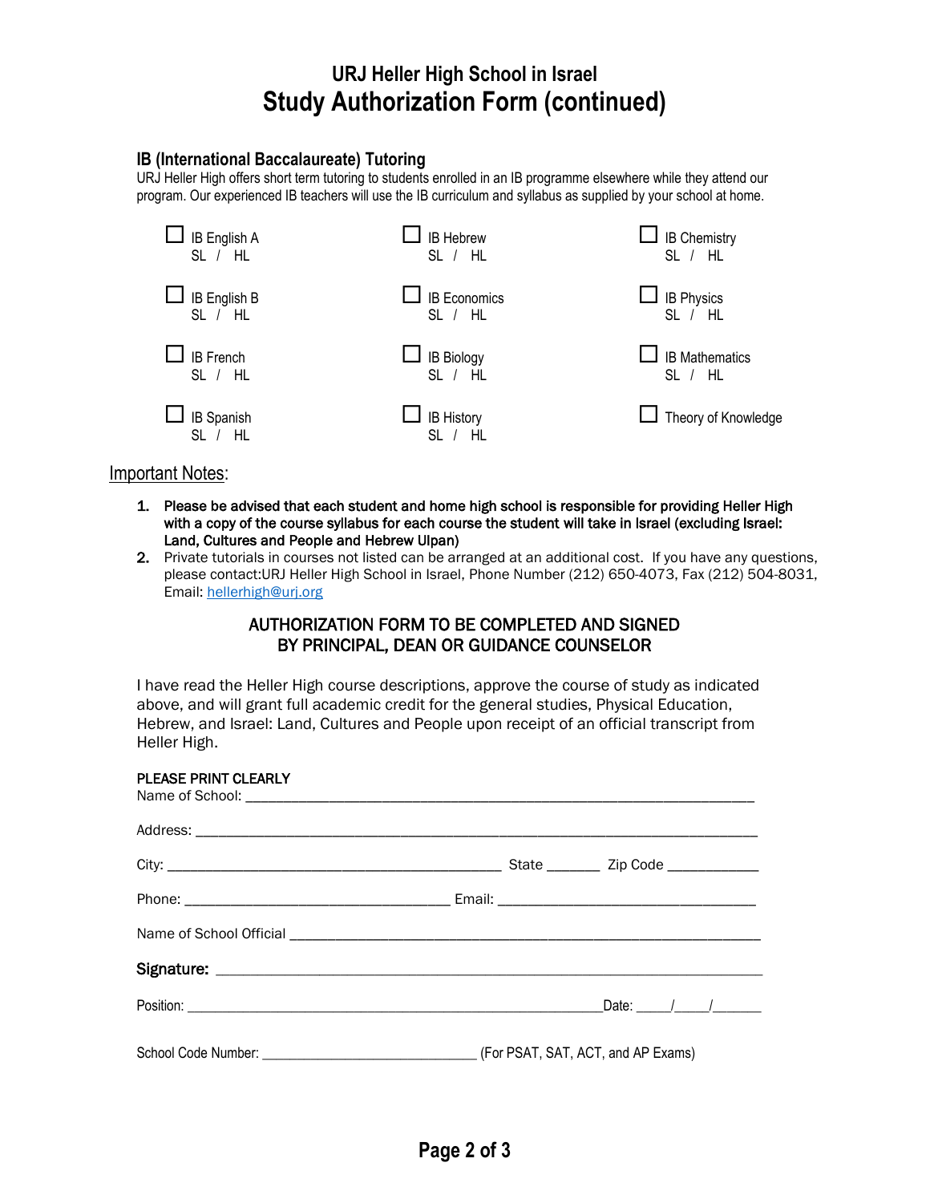# URJ Heller High School in Israel
## Study Authorization Form (continued)

### IB (International Baccalaureate) Tutoring

URJ Heller High offers short term tutoring to students enrolled in an IB programme elsewhere while they attend our program. Our experienced IB teachers will use the IB curriculum and syllabus as supplied by your school at home.

- ☐ IB English A SL / HL
- ☐ IB Hebrew SL / HL
- ☐ IB Chemistry SL / HL
- ☐ IB English B SL / HL
- ☐ IB Economics SL / HL
- ☐ IB Physics SL / HL
- ☐ IB French SL / HL
- ☐ IB Biology SL / HL
- ☐ IB Mathematics SL / HL
- ☐ IB Spanish SL / HL
- ☐ IB History SL / HL
- ☐ Theory of Knowledge

Important Notes:

1. **Please be advised that each student and home high school is responsible for providing Heller High with a copy of the course syllabus for each course the student will take in Israel (excluding Israel: Land, Cultures and People and Hebrew Ulpan)**
2. Private tutorials in courses not listed can be arranged at an additional cost. If you have any questions, please contact:URJ Heller High School in Israel, Phone Number (212) 650-4073, Fax (212) 504-8031, Email: hellerhigh@urj.org

### AUTHORIZATION FORM TO BE COMPLETED AND SIGNED BY PRINCIPAL, DEAN OR GUIDANCE COUNSELOR

I have read the Heller High course descriptions, approve the course of study as indicated above, and will grant full academic credit for the general studies, Physical Education, Hebrew, and Israel: Land, Cultures and People upon receipt of an official transcript from Heller High.

PLEASE PRINT CLEARLY

Name of School: ____________________________________________

Address: ____________________________________________

City: ______________________________ State _______ Zip Code ____________

Phone: ______________________ Email: ______________________

Name of School Official ____________________________________________

**Signature:** ____________________________________________

Position: ______________________________ Date: _____/_____/_______

School Code Number: ______________________ (For PSAT, SAT, ACT, and AP Exams)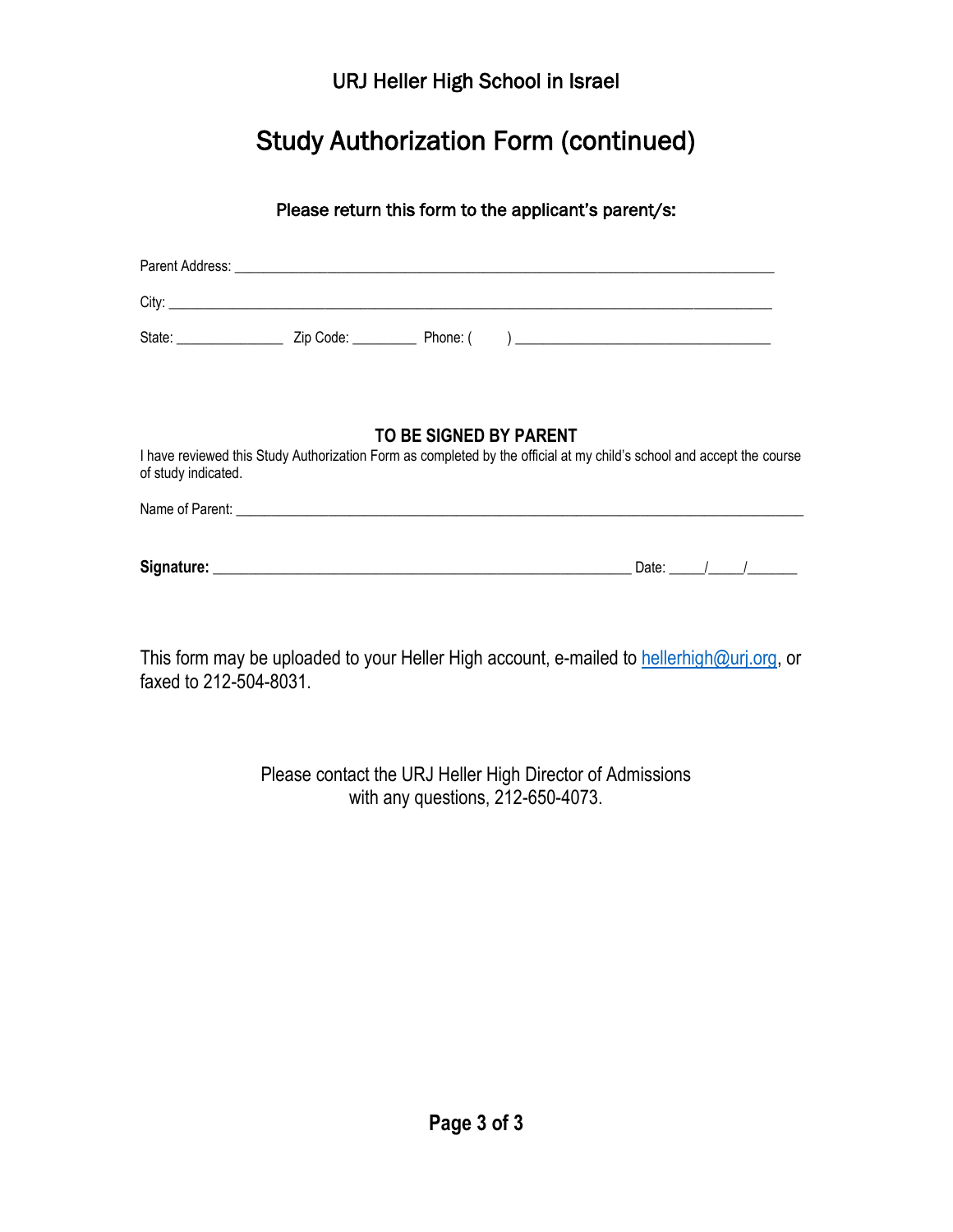URJ Heller High School in Israel

# Study Authorization Form (continued)

**Please return this form to the applicant's parent/s:**

Parent Address: ___________________________________________________________________________

City: _______________________________________________________________________________

State: _______________ Zip Code: _________ Phone: ( ) ___________________________________

**TO BE SIGNED BY PARENT**

I have reviewed this Study Authorization Form as completed by the official at my child's school and accept the course of study indicated.

Name of Parent: _______________________________________________________________________________

**Signature:** ___________________________________________________________ Date: _____/_____/_______

This form may be uploaded to your Heller High account, e-mailed to hellerhigh@urj.org, or faxed to 212-504-8031.

Please contact the URJ Heller High Director of Admissions with any questions, 212-650-4073.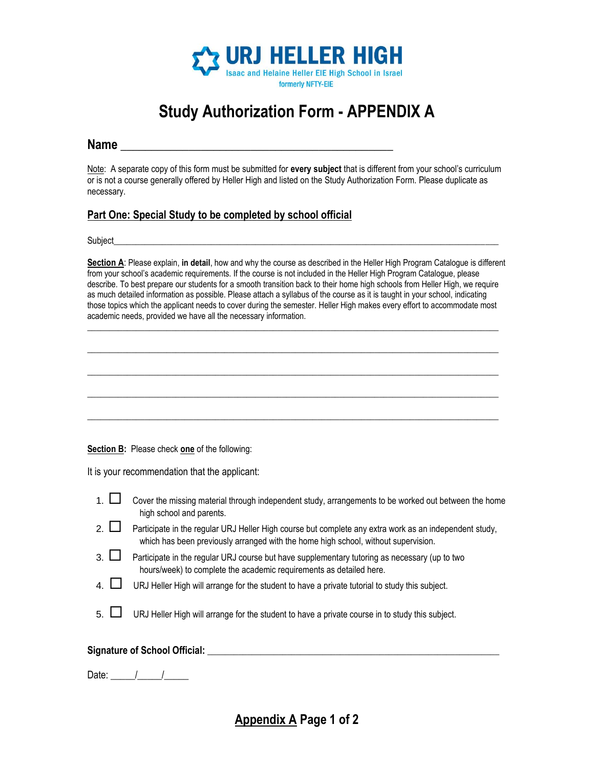URJ HELLER HIGH
Isaac and Helaine Heller EIE High School in Israel
formerly NFTY-EIE

# Study Authorization Form - APPENDIX A

## Name _______________________________________________

Note: A separate copy of this form must be submitted for **every subject** that is different from your school's curriculum or is not a course generally offered by Heller High and listed on the Study Authorization Form. Please duplicate as necessary.

## Part One: Special Study to be completed by school official

Subject_______________________________________________________________________________

**Section A**: Please explain, **in detail**, how and why the course as described in the Heller High Program Catalogue is different from your school's academic requirements. If the course is not included in the Heller High Program Catalogue, please describe. To best prepare our students for a smooth transition back to their home high schools from Heller High, we require as much detailed information as possible. Please attach a syllabus of the course as it is taught in your school, indicating those topics which the applicant needs to cover during the semester. Heller High makes every effort to accommodate most academic needs, provided we have all the necessary information.

_______________________________________________________________________________________

_______________________________________________________________________________________

_______________________________________________________________________________________

_______________________________________________________________________________________

_______________________________________________________________________________________

**Section B:** Please check **one** of the following:

It is your recommendation that the applicant:

1. ☐ Cover the missing material through independent study, arrangements to be worked out between the home high school and parents.
2. ☐ Participate in the regular URJ Heller High course but complete any extra work as an independent study, which has been previously arranged with the home high school, without supervision.
3. ☐ Participate in the regular URJ course but have supplementary tutoring as necessary (up to two hours/week) to complete the academic requirements as detailed here.
4. ☐ URJ Heller High will arrange for the student to have a private tutorial to study this subject.
5. ☐ URJ Heller High will arrange for the student to have a private course in to study this subject.

**Signature of School Official:** _______________________________________________________

Date: _____/_____/_____

**Appendix A** Page 1 of 2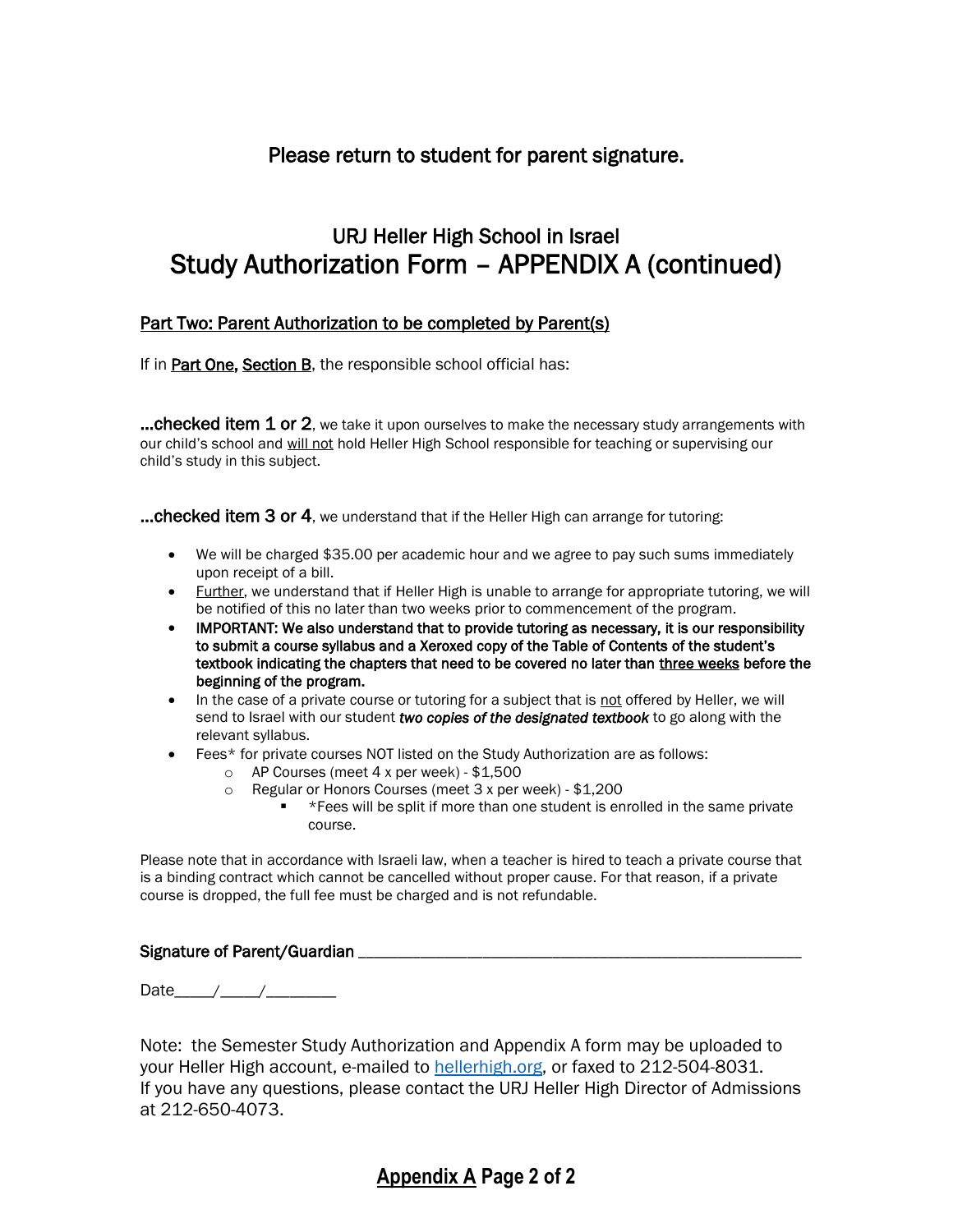Please return to student for parent signature.

# URJ Heller High School in Israel

# Study Authorization Form – APPENDIX A (continued)

## Part Two: Parent Authorization to be completed by Parent(s)

If in Part One, Section B, the responsible school official has:

**…checked item 1 or 2**, we take it upon ourselves to make the necessary study arrangements with our child's school and will not hold Heller High School responsible for teaching or supervising our child's study in this subject.

**…checked item 3 or 4**, we understand that if the Heller High can arrange for tutoring:

- We will be charged $35.00 per academic hour and we agree to pay such sums immediately upon receipt of a bill.
- Further, we understand that if Heller High is unable to arrange for appropriate tutoring, we will be notified of this no later than two weeks prior to commencement of the program.
- **IMPORTANT: We also understand that to provide tutoring as necessary, it is our responsibility to submit a course syllabus and a Xeroxed copy of the Table of Contents of the student's textbook indicating the chapters that need to be covered no later than three weeks before the beginning of the program.**
- In the case of a private course or tutoring for a subject that is not offered by Heller, we will send to Israel with our student ***two copies of the designated textbook*** to go along with the relevant syllabus.
- Fees* for private courses NOT listed on the Study Authorization are as follows:
  - AP Courses (meet 4 x per week) - $1,500
  - Regular or Honors Courses (meet 3 x per week) - $1,200
    - *Fees will be split if more than one student is enrolled in the same private course.

Please note that in accordance with Israeli law, when a teacher is hired to teach a private course that is a binding contract which cannot be cancelled without proper cause. For that reason, if a private course is dropped, the full fee must be charged and is not refundable.

Signature of Parent/Guardian ______________________________________________________

Date_____/_____/_________

Note: the Semester Study Authorization and Appendix A form may be uploaded to your Heller High account, e-mailed to [hellerhigh.org](hellerhigh.org), or faxed to 212-504-8031.
If you have any questions, please contact the URJ Heller High Director of Admissions at 212-650-4073.